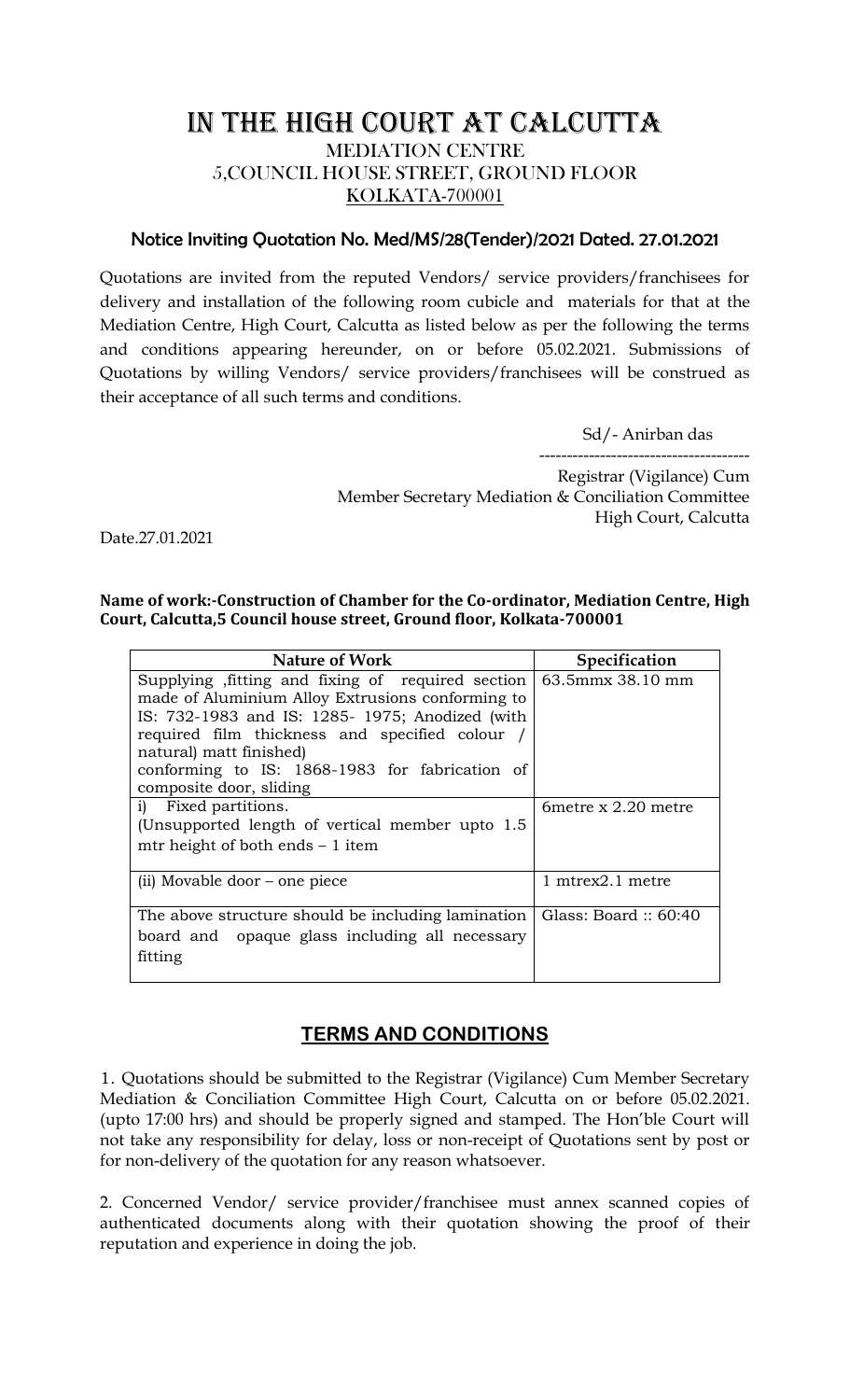# IN THE HIGH COURT AT CALCUTTA

## MEDIATION CENTRE
## 5,COUNCIL HOUSE STREET, GROUND FLOOR
## KOLKATA-700001

### Notice Inviting Quotation No. Med/MS/28(Tender)/2021 Dated. 27.01.2021

Quotations are invited from the reputed Vendors/ service providers/franchisees for delivery and installation of the following room cubicle and materials for that at the Mediation Centre, High Court, Calcutta as listed below as per the following the terms and conditions appearing hereunder, on or before 05.02.2021. Submissions of Quotations by willing Vendors/ service providers/franchisees will be construed as their acceptance of all such terms and conditions.

Sd/- Anirban das

-------------------------------------

Registrar (Vigilance) Cum
Member Secretary Mediation & Conciliation Committee
High Court, Calcutta

Date.27.01.2021

**Name of work:-Construction of Chamber for the Co-ordinator, Mediation Centre, High Court, Calcutta,5 Council house street, Ground floor, Kolkata-700001**

| Nature of Work | Specification |
| --- | --- |
| Supplying ,fitting and fixing of required section made of Aluminium Alloy Extrusions conforming to IS: 732-1983 and IS: 1285- 1975; Anodized (with required film thickness and specified colour / natural) matt finished) conforming to IS: 1868-1983 for fabrication of composite door, sliding | 63.5mmx 38.10 mm |
| i) Fixed partitions. (Unsupported length of vertical member upto 1.5 mtr height of both ends – 1 item | 6metre x 2.20 metre |
| (ii) Movable door – one piece | 1 mtrex2.1 metre |
| The above structure should be including lamination board and opaque glass including all necessary fitting | Glass: Board :: 60:40 |

## TERMS AND CONDITIONS

1. Quotations should be submitted to the Registrar (Vigilance) Cum Member Secretary Mediation & Conciliation Committee High Court, Calcutta on or before 05.02.2021. (upto 17:00 hrs) and should be properly signed and stamped. The Hon'ble Court will not take any responsibility for delay, loss or non-receipt of Quotations sent by post or for non-delivery of the quotation for any reason whatsoever.

2. Concerned Vendor/ service provider/franchisee must annex scanned copies of authenticated documents along with their quotation showing the proof of their reputation and experience in doing the job.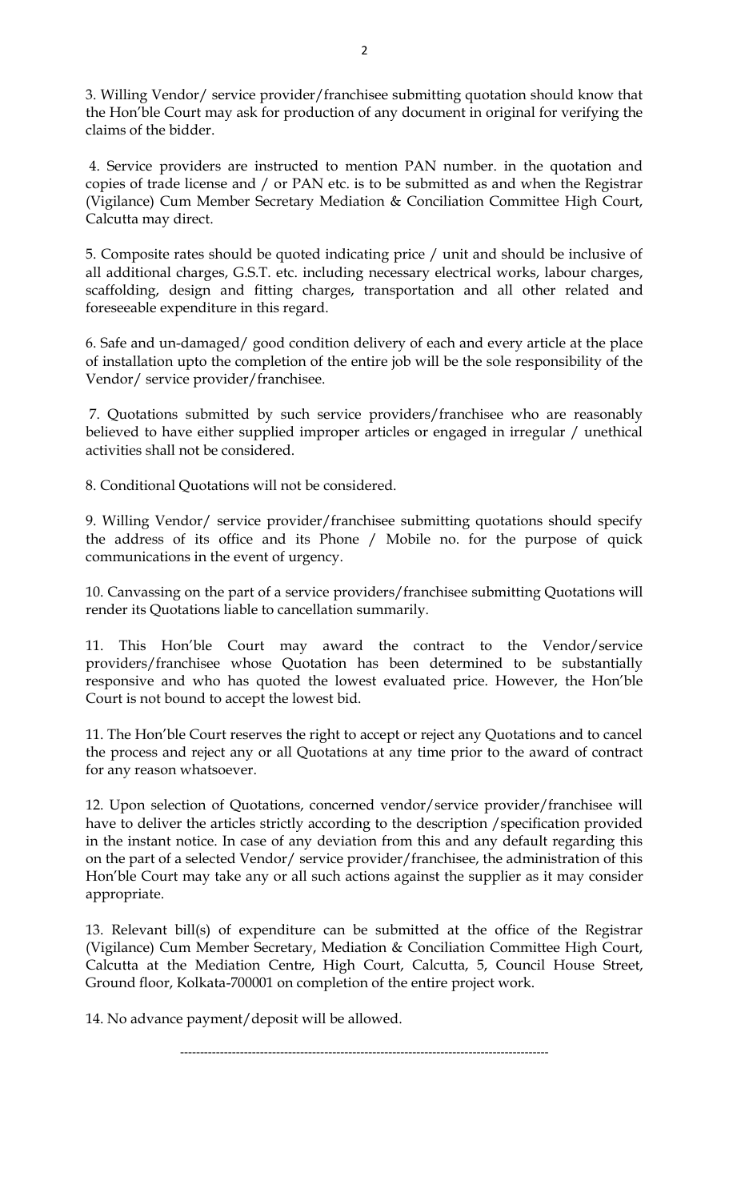3. Willing Vendor/ service provider/franchisee submitting quotation should know that the Hon'ble Court may ask for production of any document in original for verifying the claims of the bidder.

4. Service providers are instructed to mention PAN number. in the quotation and copies of trade license and / or PAN etc. is to be submitted as and when the Registrar (Vigilance) Cum Member Secretary Mediation & Conciliation Committee High Court, Calcutta may direct.

5. Composite rates should be quoted indicating price / unit and should be inclusive of all additional charges, G.S.T. etc. including necessary electrical works, labour charges, scaffolding, design and fitting charges, transportation and all other related and foreseeable expenditure in this regard.

6. Safe and un-damaged/ good condition delivery of each and every article at the place of installation upto the completion of the entire job will be the sole responsibility of the Vendor/ service provider/franchisee.

7. Quotations submitted by such service providers/franchisee who are reasonably believed to have either supplied improper articles or engaged in irregular / unethical activities shall not be considered.

8. Conditional Quotations will not be considered.

9. Willing Vendor/ service provider/franchisee submitting quotations should specify the address of its office and its Phone / Mobile no. for the purpose of quick communications in the event of urgency.

10. Canvassing on the part of a service providers/franchisee submitting Quotations will render its Quotations liable to cancellation summarily.

11. This Hon'ble Court may award the contract to the Vendor/service providers/franchisee whose Quotation has been determined to be substantially responsive and who has quoted the lowest evaluated price. However, the Hon'ble Court is not bound to accept the lowest bid.

11. The Hon'ble Court reserves the right to accept or reject any Quotations and to cancel the process and reject any or all Quotations at any time prior to the award of contract for any reason whatsoever.

12. Upon selection of Quotations, concerned vendor/service provider/franchisee will have to deliver the articles strictly according to the description /specification provided in the instant notice. In case of any deviation from this and any default regarding this on the part of a selected Vendor/ service provider/franchisee, the administration of this Hon'ble Court may take any or all such actions against the supplier as it may consider appropriate.

13. Relevant bill(s) of expenditure can be submitted at the office of the Registrar (Vigilance) Cum Member Secretary, Mediation & Conciliation Committee High Court, Calcutta at the Mediation Centre, High Court, Calcutta, 5, Council House Street, Ground floor, Kolkata-700001 on completion of the entire project work.

14. No advance payment/deposit will be allowed.

---